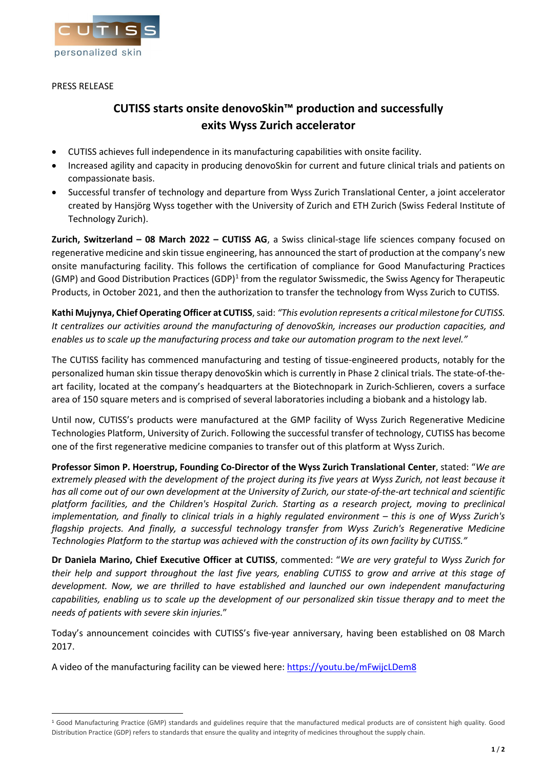CUTISS

personalized skin

PRESS RELEASE

# CUTISS starts onsite denovoSkin™ production and successfully exits Wyss Zurich accelerator

- CUTISS achieves full independence in its manufacturing capabilities with onsite facility.
- Increased agility and capacity in producing denovoSkin for current and future clinical trials and patients on compassionate basis.
- Successful transfer of technology and departure from Wyss Zurich Translational Center, a joint accelerator created by Hansjörg Wyss together with the University of Zurich and ETH Zurich (Swiss Federal Institute of Technology Zurich).

**Zurich, Switzerland – 08 March 2022 – CUTISS AG**, a Swiss clinical-stage life sciences company focused on regenerative medicine and skin tissue engineering, has announced the start of production at the company's new onsite manufacturing facility. This follows the certification of compliance for Good Manufacturing Practices (GMP) and Good Distribution Practices (GDP)[1] from the regulator Swissmedic, the Swiss Agency for Therapeutic Products, in October 2021, and then the authorization to transfer the technology from Wyss Zurich to CUTISS.

**Kathi Mujynya, Chief Operating Officer at CUTISS**, said: *"This evolution represents a critical milestone for CUTISS. It centralizes our activities around the manufacturing of denovoSkin, increases our production capacities, and enables us to scale up the manufacturing process and take our automation program to the next level."*

The CUTISS facility has commenced manufacturing and testing of tissue-engineered products, notably for the personalized human skin tissue therapy denovoSkin which is currently in Phase 2 clinical trials. The state-of-the-art facility, located at the company's headquarters at the Biotechnopark in Zurich-Schlieren, covers a surface area of 150 square meters and is comprised of several laboratories including a biobank and a histology lab.

Until now, CUTISS's products were manufactured at the GMP facility of Wyss Zurich Regenerative Medicine Technologies Platform, University of Zurich. Following the successful transfer of technology, CUTISS has become one of the first regenerative medicine companies to transfer out of this platform at Wyss Zurich.

**Professor Simon P. Hoerstrup, Founding Co-Director of the Wyss Zurich Translational Center**, stated: "*We are extremely pleased with the development of the project during its five years at Wyss Zurich, not least because it has all come out of our own development at the University of Zurich, our state-of-the-art technical and scientific platform facilities, and the Children's Hospital Zurich. Starting as a research project, moving to preclinical implementation, and finally to clinical trials in a highly regulated environment – this is one of Wyss Zurich's flagship projects. And finally, a successful technology transfer from Wyss Zurich's Regenerative Medicine Technologies Platform to the startup was achieved with the construction of its own facility by CUTISS."*

**Dr Daniela Marino, Chief Executive Officer at CUTISS**, commented: "*We are very grateful to Wyss Zurich for their help and support throughout the last five years, enabling CUTISS to grow and arrive at this stage of development. Now, we are thrilled to have established and launched our own independent manufacturing capabilities, enabling us to scale up the development of our personalized skin tissue therapy and to meet the needs of patients with severe skin injuries.*"

Today's announcement coincides with CUTISS's five-year anniversary, having been established on 08 March 2017.

A video of the manufacturing facility can be viewed here: https://youtu.be/mFwijcLDem8

---

[1] Good Manufacturing Practice (GMP) standards and guidelines require that the manufactured medical products are of consistent high quality. Good Distribution Practice (GDP) refers to standards that ensure the quality and integrity of medicines throughout the supply chain.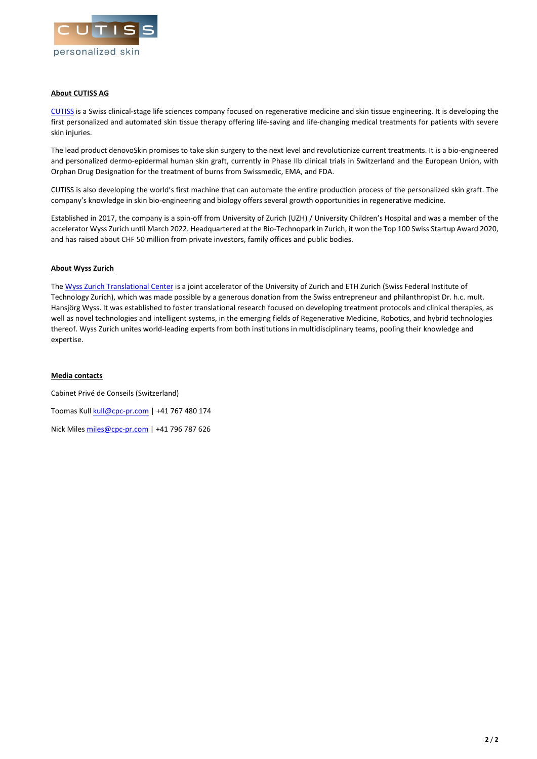CUTISS

personalized skin

**About CUTISS AG**

CUTISS is a Swiss clinical-stage life sciences company focused on regenerative medicine and skin tissue engineering. It is developing the first personalized and automated skin tissue therapy offering life-saving and life-changing medical treatments for patients with severe skin injuries.

The lead product denovoSkin promises to take skin surgery to the next level and revolutionize current treatments. It is a bio-engineered and personalized dermo-epidermal human skin graft, currently in Phase IIb clinical trials in Switzerland and the European Union, with Orphan Drug Designation for the treatment of burns from Swissmedic, EMA, and FDA.

CUTISS is also developing the world's first machine that can automate the entire production process of the personalized skin graft. The company's knowledge in skin bio-engineering and biology offers several growth opportunities in regenerative medicine.

Established in 2017, the company is a spin-off from University of Zurich (UZH) / University Children's Hospital and was a member of the accelerator Wyss Zurich until March 2022. Headquartered at the Bio-Technopark in Zurich, it won the Top 100 Swiss Startup Award 2020, and has raised about CHF 50 million from private investors, family offices and public bodies.

**About Wyss Zurich**

The Wyss Zurich Translational Center is a joint accelerator of the University of Zurich and ETH Zurich (Swiss Federal Institute of Technology Zurich), which was made possible by a generous donation from the Swiss entrepreneur and philanthropist Dr. h.c. mult. Hansjörg Wyss. It was established to foster translational research focused on developing treatment protocols and clinical therapies, as well as novel technologies and intelligent systems, in the emerging fields of Regenerative Medicine, Robotics, and hybrid technologies thereof. Wyss Zurich unites world-leading experts from both institutions in multidisciplinary teams, pooling their knowledge and expertise.

**Media contacts**

Cabinet Privé de Conseils (Switzerland)

Toomas Kull kull@cpc-pr.com | +41 767 480 174

Nick Miles miles@cpc-pr.com | +41 796 787 626